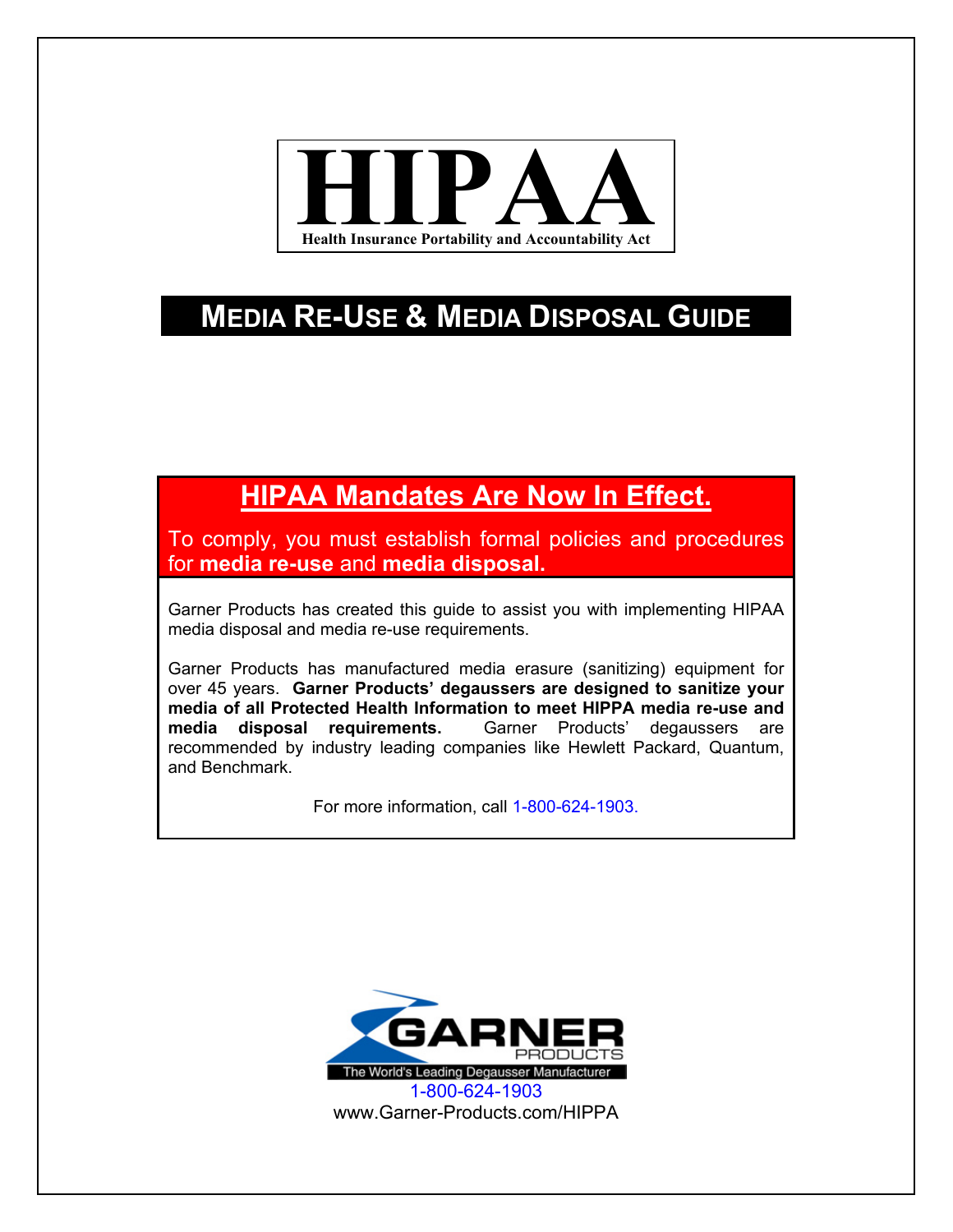# HIPAA

**Health Insurance Portability and Accountability Act**

## MEDIA RE-USE & MEDIA DISPOSAL GUIDE

### HIPAA Mandates Are Now In Effect.

To comply, you must establish formal policies and procedures for **media re-use** and **media disposal.**

Garner Products has created this guide to assist you with implementing HIPAA media disposal and media re-use requirements.

Garner Products has manufactured media erasure (sanitizing) equipment for over 45 years. **Garner Products' degaussers are designed to sanitize your media of all Protected Health Information to meet HIPPA media re-use and media disposal requirements.** Garner Products' degaussers are recommended by industry leading companies like Hewlett Packard, Quantum, and Benchmark.

For more information, call 1-800-624-1903.

GARNER PRODUCTS

The World's Leading Degausser Manufacturer

1-800-624-1903

www.Garner-Products.com/HIPPA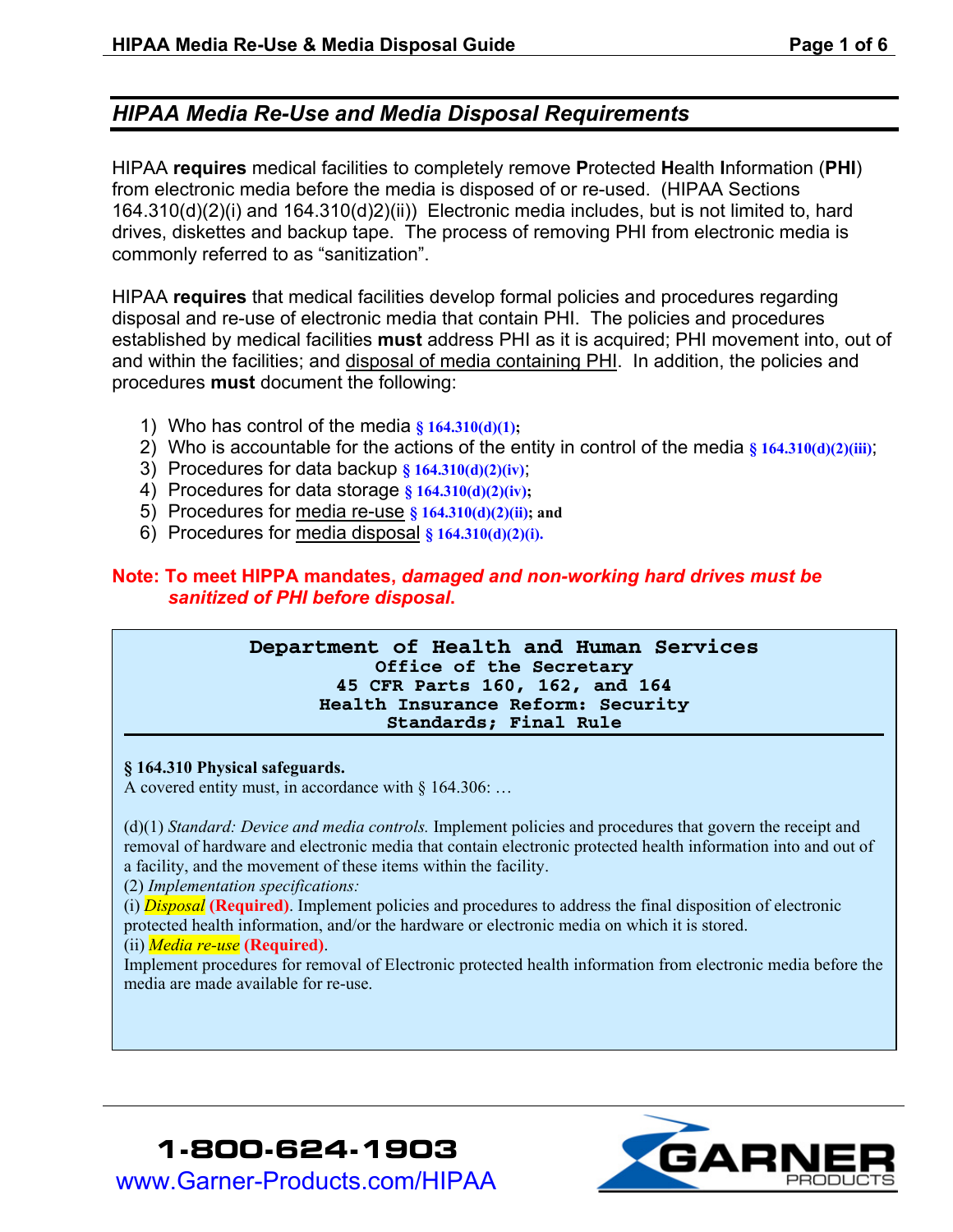## *HIPAA Media Re-Use and Media Disposal Requirements*

HIPAA **requires** medical facilities to completely remove **P**rotected **H**ealth **I**nformation (**PHI**) from electronic media before the media is disposed of or re-used. (HIPAA Sections 164.310(d)(2)(i) and 164.310(d)2)(ii)) Electronic media includes, but is not limited to, hard drives, diskettes and backup tape. The process of removing PHI from electronic media is commonly referred to as "sanitization".

HIPAA **requires** that medical facilities develop formal policies and procedures regarding disposal and re-use of electronic media that contain PHI. The policies and procedures established by medical facilities **must** address PHI as it is acquired; PHI movement into, out of and within the facilities; and disposal of media containing PHI. In addition, the policies and procedures **must** document the following:

1) Who has control of the media **§ 164.310(d)(1);**
2) Who is accountable for the actions of the entity in control of the media **§ 164.310(d)(2)(iii)**;
3) Procedures for data backup **§ 164.310(d)(2)(iv)**;
4) Procedures for data storage **§ 164.310(d)(2)(iv);**
5) Procedures for media re-use **§ 164.310(d)(2)(ii); and**
6) Procedures for media disposal **§ 164.310(d)(2)(i).**

**Note: To meet HIPPA mandates, *damaged and non-working hard drives must be sanitized of PHI before disposal*.**

**Department of Health and Human Services**
**Office of the Secretary**
**45 CFR Parts 160, 162, and 164**
**Health Insurance Reform: Security Standards; Final Rule**

**§ 164.310 Physical safeguards.**
A covered entity must, in accordance with § 164.306: …

(d)(1) *Standard: Device and media controls.* Implement policies and procedures that govern the receipt and removal of hardware and electronic media that contain electronic protected health information into and out of a facility, and the movement of these items within the facility.
(2) *Implementation specifications:*
(i) *Disposal* **(Required)**. Implement policies and procedures to address the final disposition of electronic protected health information, and/or the hardware or electronic media on which it is stored.
(ii) *Media re-use* **(Required)**.
Implement procedures for removal of Electronic protected health information from electronic media before the media are made available for re-use.

**1-800-624-1903**
www.Garner-Products.com/HIPAA

GARNER PRODUCTS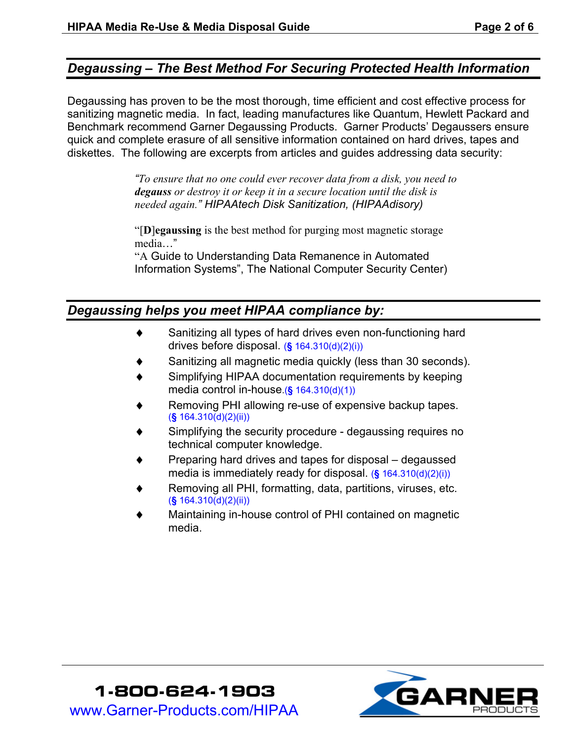## *Degaussing – The Best Method For Securing Protected Health Information*

Degaussing has proven to be the most thorough, time efficient and cost effective process for sanitizing magnetic media. In fact, leading manufactures like Quantum, Hewlett Packard and Benchmark recommend Garner Degaussing Products. Garner Products' Degaussers ensure quick and complete erasure of all sensitive information contained on hard drives, tapes and diskettes. The following are excerpts from articles and guides addressing data security:

> *"To ensure that no one could ever recover data from a disk, you need to* ***degauss*** *or destroy it or keep it in a secure location until the disk is needed again." HIPAAtech Disk Sanitization, (HIPAAdisory)*
>
> "[**D**]**egaussing** is the best method for purging most magnetic storage media…"
> "A Guide to Understanding Data Remanence in Automated Information Systems", The National Computer Security Center)

## *Degaussing helps you meet HIPAA compliance by:*

- Sanitizing all types of hard drives even non-functioning hard drives before disposal. (§ 164.310(d)(2)(i))
- Sanitizing all magnetic media quickly (less than 30 seconds).
- Simplifying HIPAA documentation requirements by keeping media control in-house.(§ 164.310(d)(1))
- Removing PHI allowing re-use of expensive backup tapes. (§ 164.310(d)(2)(ii))
- Simplifying the security procedure - degaussing requires no technical computer knowledge.
- Preparing hard drives and tapes for disposal – degaussed media is immediately ready for disposal. (§ 164.310(d)(2)(i))
- Removing all PHI, formatting, data, partitions, viruses, etc. (§ 164.310(d)(2)(ii))
- Maintaining in-house control of PHI contained on magnetic media.

**1-800-624-1903**
www.Garner-Products.com/HIPAA

GARNER PRODUCTS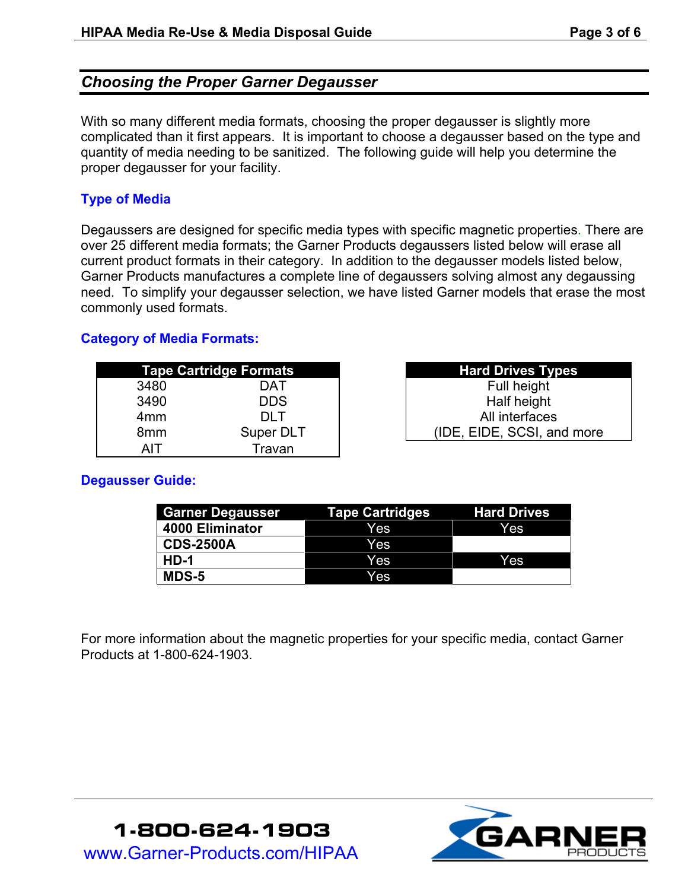## *Choosing the Proper Garner Degausser*

With so many different media formats, choosing the proper degausser is slightly more complicated than it first appears. It is important to choose a degausser based on the type and quantity of media needing to be sanitized. The following guide will help you determine the proper degausser for your facility.

### Type of Media

Degaussers are designed for specific media types with specific magnetic properties. There are over 25 different media formats; the Garner Products degaussers listed below will erase all current product formats in their category. In addition to the degausser models listed below, Garner Products manufactures a complete line of degaussers solving almost any degaussing need. To simplify your degausser selection, we have listed Garner models that erase the most commonly used formats.

### Category of Media Formats:

| Tape Cartridge Formats | |
|---|---|
| 3480 | DAT |
| 3490 | DDS |
| 4mm | DLT |
| 8mm | Super DLT |
| AIT | Travan |

| Hard Drives Types |
|---|
| Full height |
| Half height |
| All interfaces |
| (IDE, EIDE, SCSI, and more |

### Degausser Guide:

| Garner Degausser | Tape Cartridges | Hard Drives |
|---|---|---|
| **4000 Eliminator** | Yes | Yes |
| **CDS-2500A** | Yes | |
| **HD-1** | Yes | Yes |
| **MDS-5** | Yes | |

For more information about the magnetic properties for your specific media, contact Garner Products at 1-800-624-1903.

1-800-624-1903
www.Garner-Products.com/HIPAA

GARNER PRODUCTS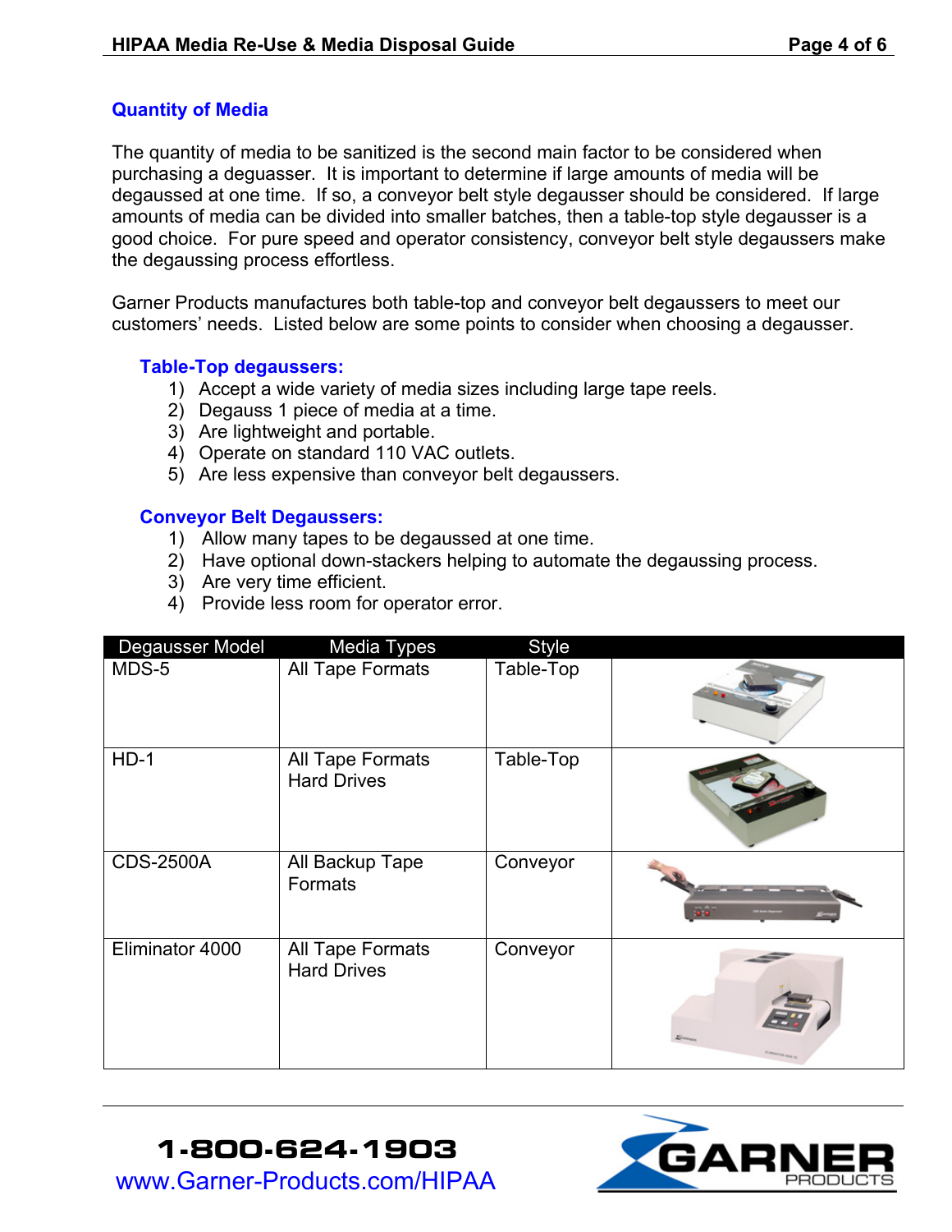## Quantity of Media

The quantity of media to be sanitized is the second main factor to be considered when purchasing a deguasser. It is important to determine if large amounts of media will be degaussed at one time. If so, a conveyor belt style degausser should be considered. If large amounts of media can be divided into smaller batches, then a table-top style degausser is a good choice. For pure speed and operator consistency, conveyor belt style degaussers make the degaussing process effortless.

Garner Products manufactures both table-top and conveyor belt degaussers to meet our customers' needs. Listed below are some points to consider when choosing a degausser.

### Table-Top degaussers:

1) Accept a wide variety of media sizes including large tape reels.
2) Degauss 1 piece of media at a time.
3) Are lightweight and portable.
4) Operate on standard 110 VAC outlets.
5) Are less expensive than conveyor belt degaussers.

### Conveyor Belt Degaussers:

1) Allow many tapes to be degaussed at one time.
2) Have optional down-stackers helping to automate the degaussing process.
3) Are very time efficient.
4) Provide less room for operator error.

| Degausser Model | Media Types | Style | |
|---|---|---|---|
| MDS-5 | All Tape Formats | Table-Top | |
| HD-1 | All Tape Formats<br>Hard Drives | Table-Top | |
| CDS-2500A | All Backup Tape Formats | Conveyor | |
| Eliminator 4000 | All Tape Formats<br>Hard Drives | Conveyor | |

1-800-624-1903
www.Garner-Products.com/HIPAA

GARNER PRODUCTS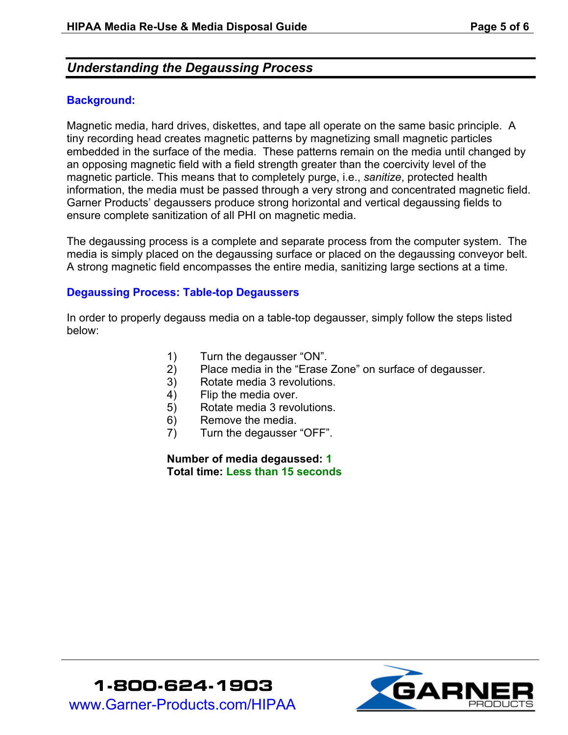## *Understanding the Degaussing Process*

### Background:

Magnetic media, hard drives, diskettes, and tape all operate on the same basic principle. A tiny recording head creates magnetic patterns by magnetizing small magnetic particles embedded in the surface of the media. These patterns remain on the media until changed by an opposing magnetic field with a field strength greater than the coercivity level of the magnetic particle. This means that to completely purge, i.e., *sanitize*, protected health information, the media must be passed through a very strong and concentrated magnetic field. Garner Products' degaussers produce strong horizontal and vertical degaussing fields to ensure complete sanitization of all PHI on magnetic media.

The degaussing process is a complete and separate process from the computer system. The media is simply placed on the degaussing surface or placed on the degaussing conveyor belt. A strong magnetic field encompasses the entire media, sanitizing large sections at a time.

### Degaussing Process: Table-top Degaussers

In order to properly degauss media on a table-top degausser, simply follow the steps listed below:

1) Turn the degausser "ON".
2) Place media in the "Erase Zone" on surface of degausser.
3) Rotate media 3 revolutions.
4) Flip the media over.
5) Rotate media 3 revolutions.
6) Remove the media.
7) Turn the degausser "OFF".

**Number of media degaussed: 1**
**Total time: Less than 15 seconds**

1-800-624-1903
www.Garner-Products.com/HIPAA

GARNER PRODUCTS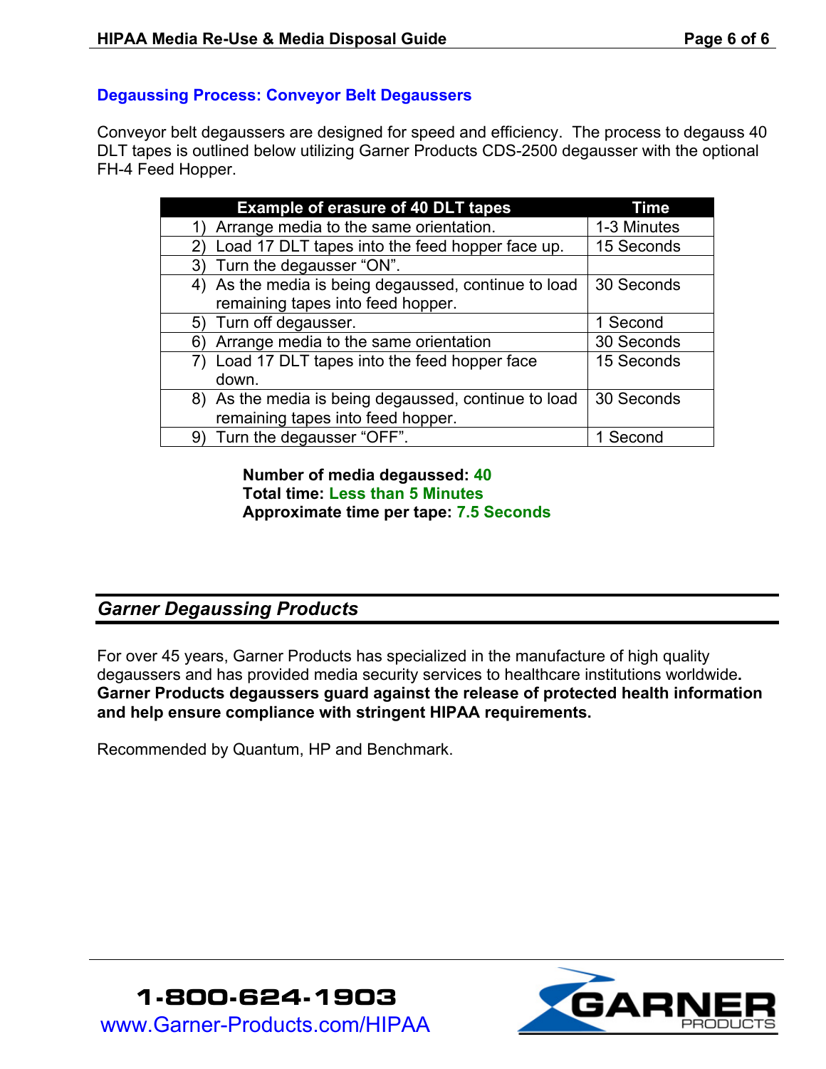## Degaussing Process: Conveyor Belt Degaussers

Conveyor belt degaussers are designed for speed and efficiency. The process to degauss 40 DLT tapes is outlined below utilizing Garner Products CDS-2500 degausser with the optional FH-4 Feed Hopper.

| Example of erasure of 40 DLT tapes | Time |
|---|---|
| 1) Arrange media to the same orientation. | 1-3 Minutes |
| 2) Load 17 DLT tapes into the feed hopper face up. | 15 Seconds |
| 3) Turn the degausser "ON". | |
| 4) As the media is being degaussed, continue to load remaining tapes into feed hopper. | 30 Seconds |
| 5) Turn off degausser. | 1 Second |
| 6) Arrange media to the same orientation | 30 Seconds |
| 7) Load 17 DLT tapes into the feed hopper face down. | 15 Seconds |
| 8) As the media is being degaussed, continue to load remaining tapes into feed hopper. | 30 Seconds |
| 9) Turn the degausser "OFF". | 1 Second |

**Number of media degaussed: 40**
**Total time: Less than 5 Minutes**
**Approximate time per tape: 7.5 Seconds**

## *Garner Degaussing Products*

For over 45 years, Garner Products has specialized in the manufacture of high quality degaussers and has provided media security services to healthcare institutions worldwide. **Garner Products degaussers guard against the release of protected health information and help ensure compliance with stringent HIPAA requirements.**

Recommended by Quantum, HP and Benchmark.

1-800-624-1903
www.Garner-Products.com/HIPAA

GARNER PRODUCTS